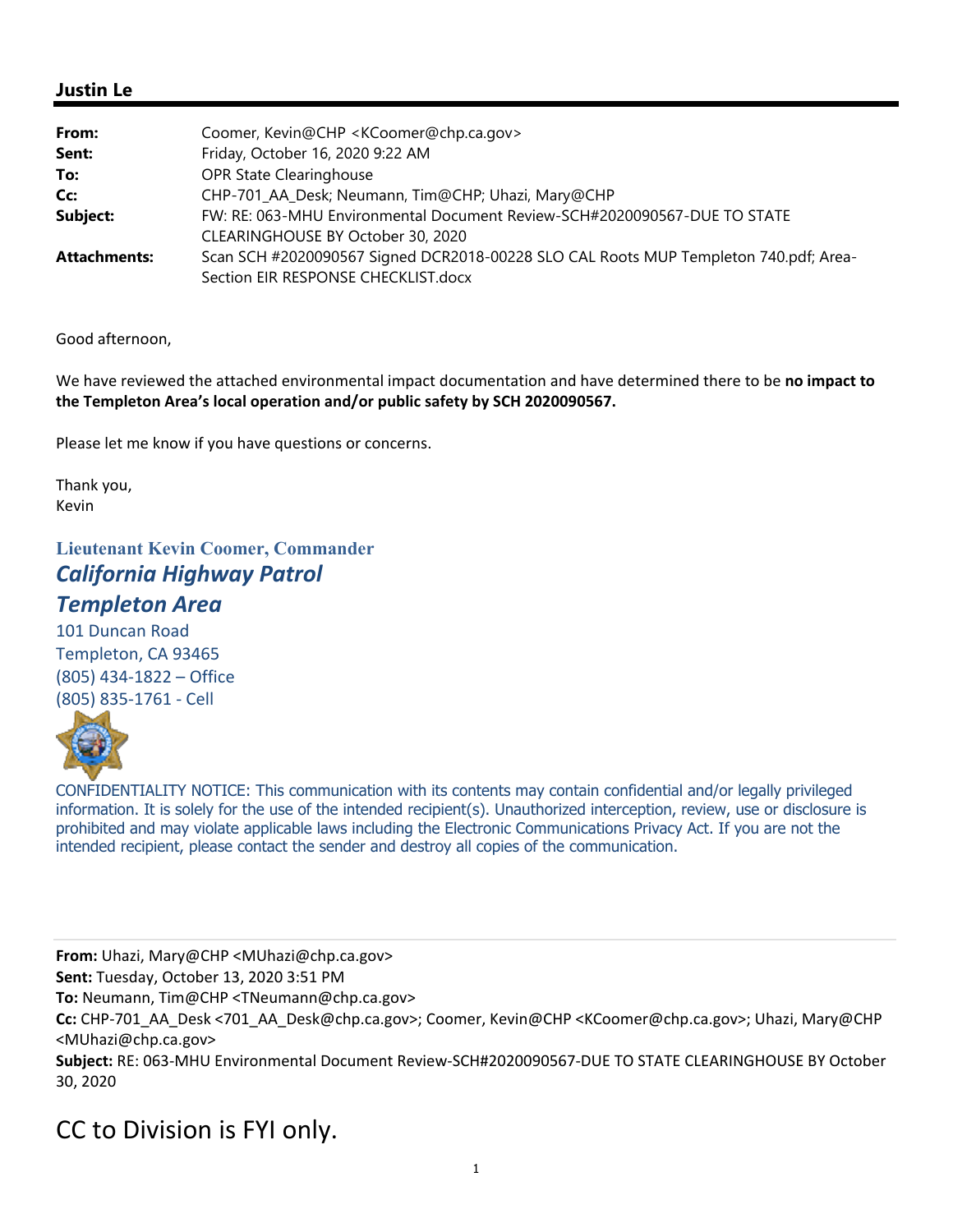## Justin Le

| | |
|---|---|
| **From:** | Coomer, Kevin@CHP <KCoomer@chp.ca.gov> |
| **Sent:** | Friday, October 16, 2020 9:22 AM |
| **To:** | OPR State Clearinghouse |
| **Cc:** | CHP-701_AA_Desk; Neumann, Tim@CHP; Uhazi, Mary@CHP |
| **Subject:** | FW: RE: 063-MHU Environmental Document Review-SCH#2020090567-DUE TO STATE CLEARINGHOUSE BY October 30, 2020 |
| **Attachments:** | Scan SCH #2020090567 Signed DCR2018-00228 SLO CAL Roots MUP Templeton 740.pdf; Area-Section EIR RESPONSE CHECKLIST.docx |

Good afternoon,

We have reviewed the attached environmental impact documentation and have determined there to be **no impact to the Templeton Area's local operation and/or public safety by SCH 2020090567.**

Please let me know if you have questions or concerns.

Thank you,
Kevin

**Lieutenant Kevin Coomer, Commander**
***California Highway Patrol***
***Templeton Area***
101 Duncan Road
Templeton, CA 93465
(805) 434-1822 – Office
(805) 835-1761 - Cell

CONFIDENTIALITY NOTICE: This communication with its contents may contain confidential and/or legally privileged information. It is solely for the use of the intended recipient(s). Unauthorized interception, review, use or disclosure is prohibited and may violate applicable laws including the Electronic Communications Privacy Act. If you are not the intended recipient, please contact the sender and destroy all copies of the communication.

---

**From:** Uhazi, Mary@CHP <MUhazi@chp.ca.gov>
**Sent:** Tuesday, October 13, 2020 3:51 PM
**To:** Neumann, Tim@CHP <TNeumann@chp.ca.gov>
**Cc:** CHP-701_AA_Desk <701_AA_Desk@chp.ca.gov>; Coomer, Kevin@CHP <KCoomer@chp.ca.gov>; Uhazi, Mary@CHP <MUhazi@chp.ca.gov>
**Subject:** RE: 063-MHU Environmental Document Review-SCH#2020090567-DUE TO STATE CLEARINGHOUSE BY October 30, 2020

CC to Division is FYI only.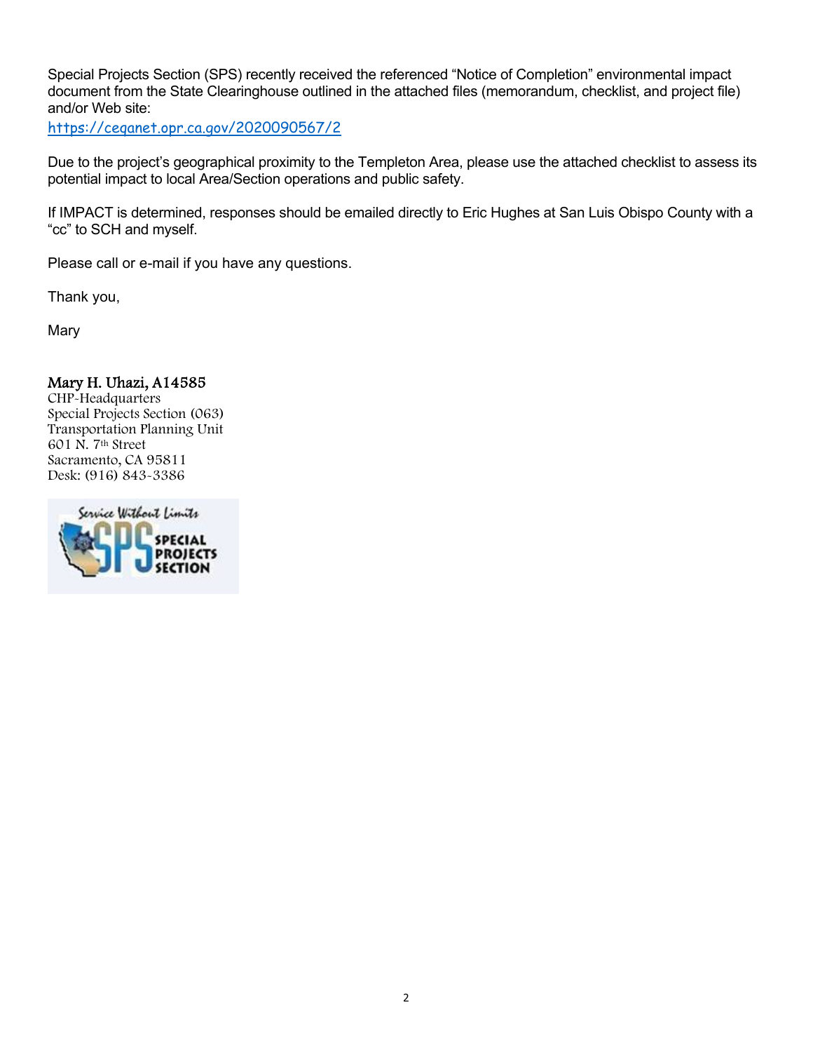Special Projects Section (SPS) recently received the referenced "Notice of Completion" environmental impact document from the State Clearinghouse outlined in the attached files (memorandum, checklist, and project file) and/or Web site:
https://ceqanet.opr.ca.gov/2020090567/2

Due to the project's geographical proximity to the Templeton Area, please use the attached checklist to assess its potential impact to local Area/Section operations and public safety.

If IMPACT is determined, responses should be emailed directly to Eric Hughes at San Luis Obispo County with a "cc" to SCH and myself.

Please call or e-mail if you have any questions.

Thank you,

Mary

**Mary H. Uhazi, A14585**
CHP-Headquarters
Special Projects Section (063)
Transportation Planning Unit
601 N. 7th Street
Sacramento, CA 95811
Desk: (916) 843-3386

Service Without Limits
SPS SPECIAL PROJECTS SECTION